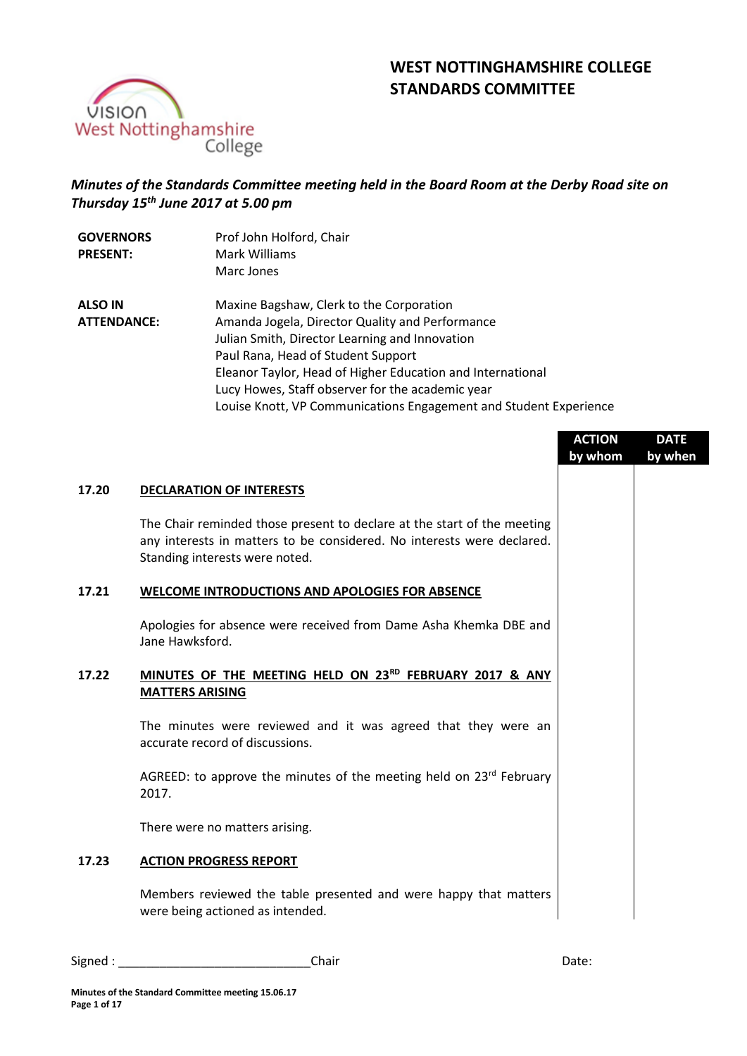# WEST NOTTINGHAMSHIRE COLLEGE STANDARDS COMMITTEE

*Minutes of the Standards Committee meeting held in the Board Room at the Derby Road site on Thursday 15th June 2017 at 5.00 pm*

| | |
|---|---|
| **GOVERNORS PRESENT:** | Prof John Holford, Chair<br>Mark Williams<br>Marc Jones |
| **ALSO IN ATTENDANCE:** | Maxine Bagshaw, Clerk to the Corporation<br>Amanda Jogela, Director Quality and Performance<br>Julian Smith, Director Learning and Innovation<br>Paul Rana, Head of Student Support<br>Eleanor Taylor, Head of Higher Education and International<br>Lucy Howes, Staff observer for the academic year<br>Louise Knott, VP Communications Engagement and Student Experience |

| | | ACTION by whom | DATE by when |
|---|---|---|---|
| **17.20** | **DECLARATION OF INTERESTS** | | |
| | The Chair reminded those present to declare at the start of the meeting any interests in matters to be considered. No interests were declared. Standing interests were noted. | | |
| **17.21** | **WELCOME INTRODUCTIONS AND APOLOGIES FOR ABSENCE** | | |
| | Apologies for absence were received from Dame Asha Khemka DBE and Jane Hawksford. | | |
| **17.22** | **MINUTES OF THE MEETING HELD ON 23RD FEBRUARY 2017 & ANY MATTERS ARISING** | | |
| | The minutes were reviewed and it was agreed that they were an accurate record of discussions. | | |
| | AGREED: to approve the minutes of the meeting held on 23rd February 2017. | | |
| | There were no matters arising. | | |
| **17.23** | **ACTION PROGRESS REPORT** | | |
| | Members reviewed the table presented and were happy that matters were being actioned as intended. | | |

Signed : ____________________________Chair Date: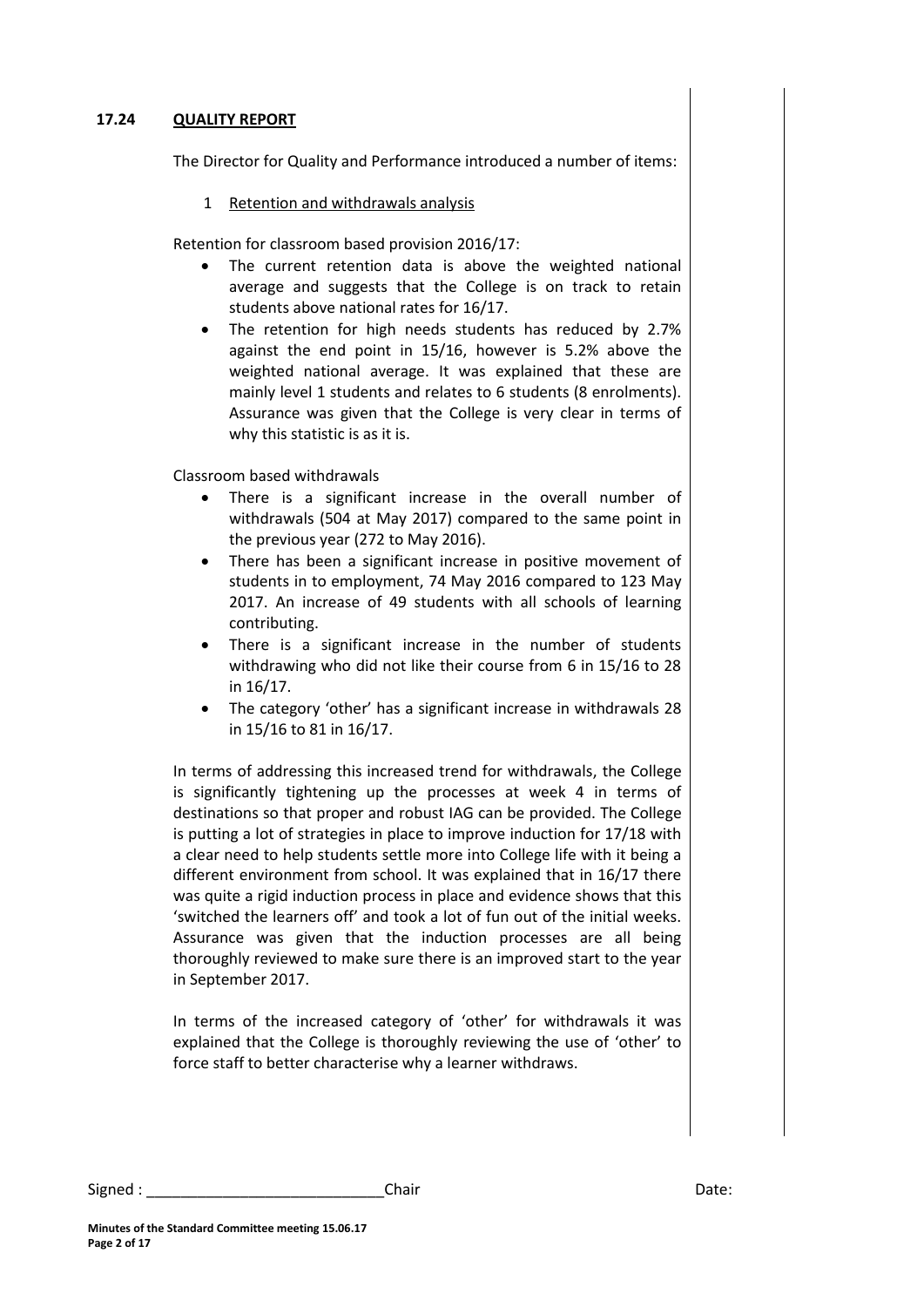## 17.24 QUALITY REPORT

The Director for Quality and Performance introduced a number of items:

1. Retention and withdrawals analysis

Retention for classroom based provision 2016/17:

- The current retention data is above the weighted national average and suggests that the College is on track to retain students above national rates for 16/17.
- The retention for high needs students has reduced by 2.7% against the end point in 15/16, however is 5.2% above the weighted national average. It was explained that these are mainly level 1 students and relates to 6 students (8 enrolments). Assurance was given that the College is very clear in terms of why this statistic is as it is.

Classroom based withdrawals

- There is a significant increase in the overall number of withdrawals (504 at May 2017) compared to the same point in the previous year (272 to May 2016).
- There has been a significant increase in positive movement of students in to employment, 74 May 2016 compared to 123 May 2017. An increase of 49 students with all schools of learning contributing.
- There is a significant increase in the number of students withdrawing who did not like their course from 6 in 15/16 to 28 in 16/17.
- The category 'other' has a significant increase in withdrawals 28 in 15/16 to 81 in 16/17.

In terms of addressing this increased trend for withdrawals, the College is significantly tightening up the processes at week 4 in terms of destinations so that proper and robust IAG can be provided. The College is putting a lot of strategies in place to improve induction for 17/18 with a clear need to help students settle more into College life with it being a different environment from school. It was explained that in 16/17 there was quite a rigid induction process in place and evidence shows that this 'switched the learners off' and took a lot of fun out of the initial weeks. Assurance was given that the induction processes are all being thoroughly reviewed to make sure there is an improved start to the year in September 2017.

In terms of the increased category of 'other' for withdrawals it was explained that the College is thoroughly reviewing the use of 'other' to force staff to better characterise why a learner withdraws.

Signed : ____________________________ Chair Date: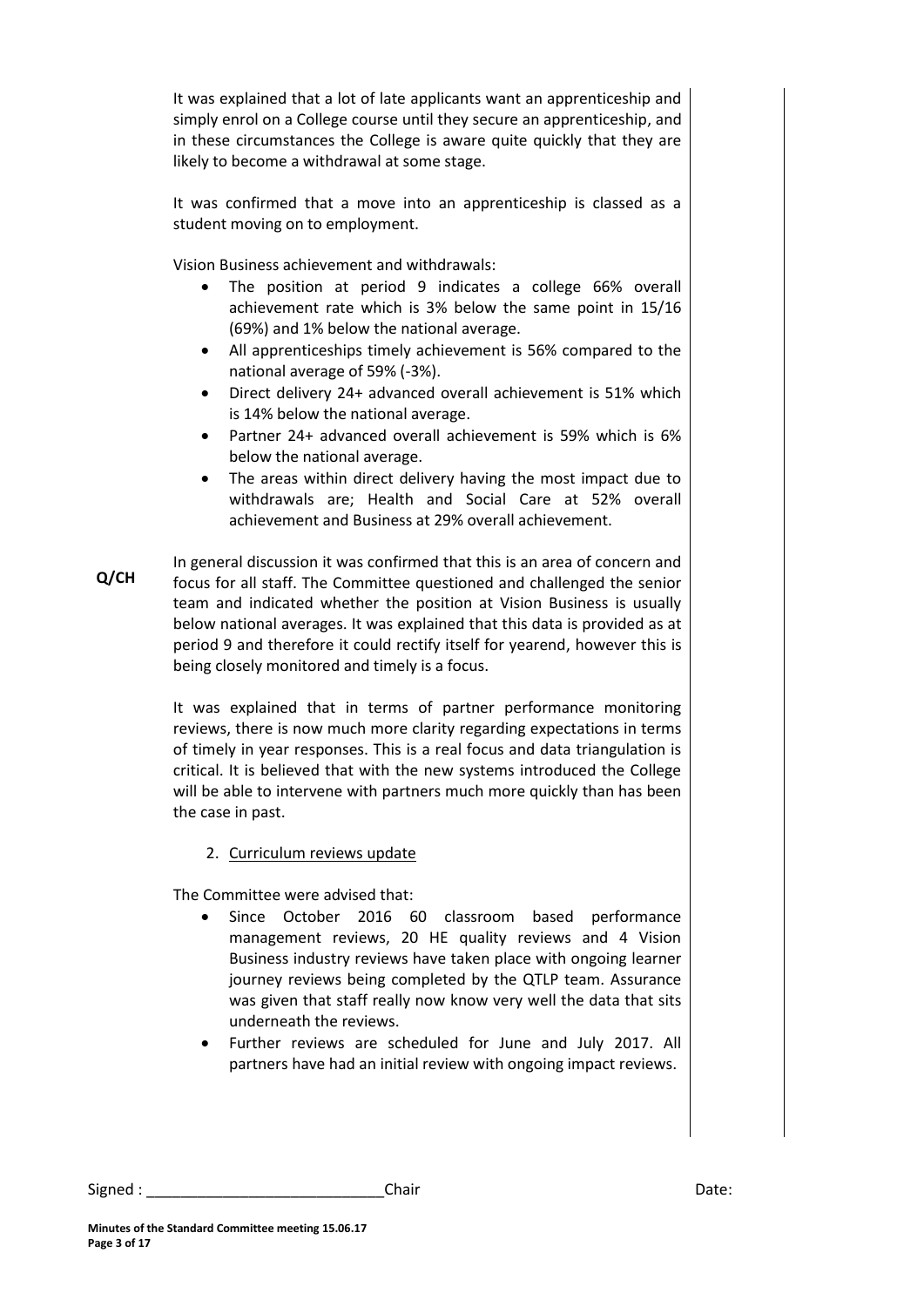It was explained that a lot of late applicants want an apprenticeship and simply enrol on a College course until they secure an apprenticeship, and in these circumstances the College is aware quite quickly that they are likely to become a withdrawal at some stage.

It was confirmed that a move into an apprenticeship is classed as a student moving on to employment.

Vision Business achievement and withdrawals:

- The position at period 9 indicates a college 66% overall achievement rate which is 3% below the same point in 15/16 (69%) and 1% below the national average.
- All apprenticeships timely achievement is 56% compared to the national average of 59% (-3%).
- Direct delivery 24+ advanced overall achievement is 51% which is 14% below the national average.
- Partner 24+ advanced overall achievement is 59% which is 6% below the national average.
- The areas within direct delivery having the most impact due to withdrawals are; Health and Social Care at 52% overall achievement and Business at 29% overall achievement.

**Q/CH**

In general discussion it was confirmed that this is an area of concern and focus for all staff. The Committee questioned and challenged the senior team and indicated whether the position at Vision Business is usually below national averages. It was explained that this data is provided as at period 9 and therefore it could rectify itself for yearend, however this is being closely monitored and timely is a focus.

It was explained that in terms of partner performance monitoring reviews, there is now much more clarity regarding expectations in terms of timely in year responses. This is a real focus and data triangulation is critical. It is believed that with the new systems introduced the College will be able to intervene with partners much more quickly than has been the case in past.

2. Curriculum reviews update

The Committee were advised that:

- Since October 2016 60 classroom based performance management reviews, 20 HE quality reviews and 4 Vision Business industry reviews have taken place with ongoing learner journey reviews being completed by the QTLP team. Assurance was given that staff really now know very well the data that sits underneath the reviews.
- Further reviews are scheduled for June and July 2017. All partners have had an initial review with ongoing impact reviews.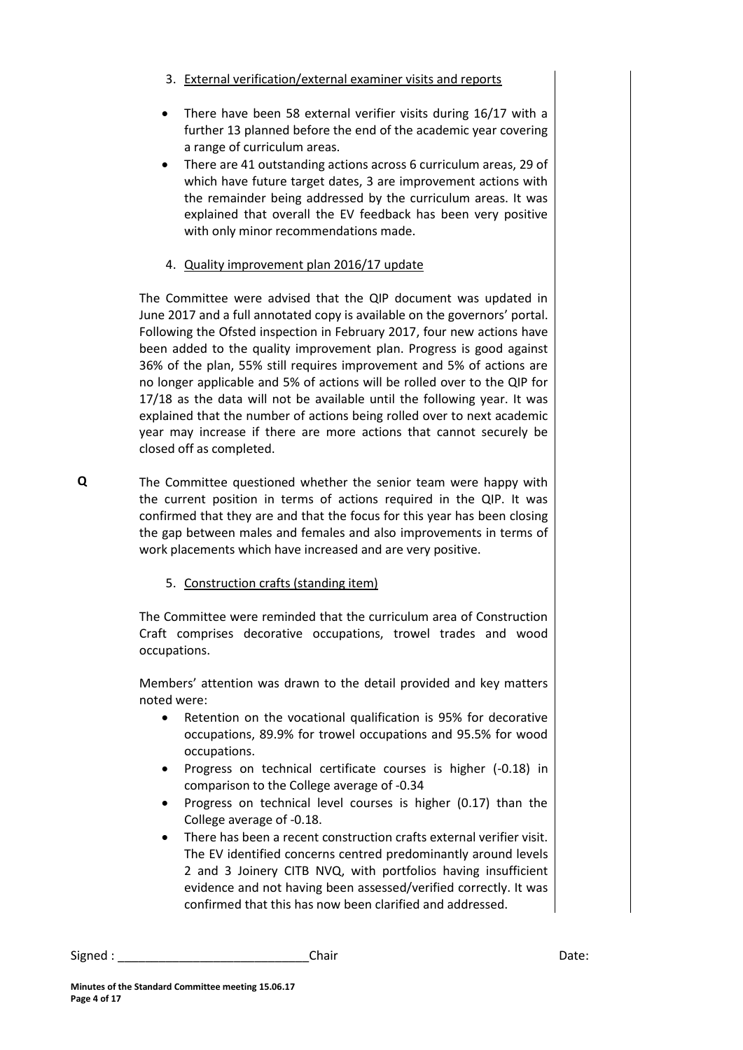3. External verification/external examiner visits and reports

- There have been 58 external verifier visits during 16/17 with a further 13 planned before the end of the academic year covering a range of curriculum areas.
- There are 41 outstanding actions across 6 curriculum areas, 29 of which have future target dates, 3 are improvement actions with the remainder being addressed by the curriculum areas. It was explained that overall the EV feedback has been very positive with only minor recommendations made.

4. Quality improvement plan 2016/17 update

The Committee were advised that the QIP document was updated in June 2017 and a full annotated copy is available on the governors' portal. Following the Ofsted inspection in February 2017, four new actions have been added to the quality improvement plan. Progress is good against 36% of the plan, 55% still requires improvement and 5% of actions are no longer applicable and 5% of actions will be rolled over to the QIP for 17/18 as the data will not be available until the following year. It was explained that the number of actions being rolled over to next academic year may increase if there are more actions that cannot securely be closed off as completed.

**Q** The Committee questioned whether the senior team were happy with the current position in terms of actions required in the QIP. It was confirmed that they are and that the focus for this year has been closing the gap between males and females and also improvements in terms of work placements which have increased and are very positive.

5. Construction crafts (standing item)

The Committee were reminded that the curriculum area of Construction Craft comprises decorative occupations, trowel trades and wood occupations.

Members' attention was drawn to the detail provided and key matters noted were:

- Retention on the vocational qualification is 95% for decorative occupations, 89.9% for trowel occupations and 95.5% for wood occupations.
- Progress on technical certificate courses is higher (-0.18) in comparison to the College average of -0.34
- Progress on technical level courses is higher (0.17) than the College average of -0.18.
- There has been a recent construction crafts external verifier visit. The EV identified concerns centred predominantly around levels 2 and 3 Joinery CITB NVQ, with portfolios having insufficient evidence and not having been assessed/verified correctly. It was confirmed that this has now been clarified and addressed.

Signed : ____________________________Chair Date: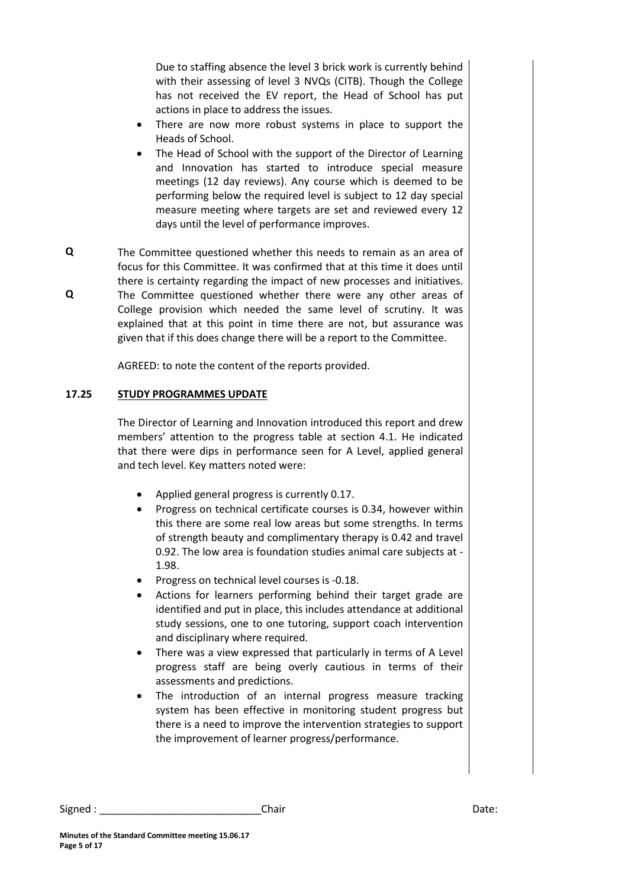Due to staffing absence the level 3 brick work is currently behind with their assessing of level 3 NVQs (CITB). Though the College has not received the EV report, the Head of School has put actions in place to address the issues.

- There are now more robust systems in place to support the Heads of School.
- The Head of School with the support of the Director of Learning and Innovation has started to introduce special measure meetings (12 day reviews). Any course which is deemed to be performing below the required level is subject to 12 day special measure meeting where targets are set and reviewed every 12 days until the level of performance improves.

**Q** The Committee questioned whether this needs to remain as an area of focus for this Committee. It was confirmed that at this time it does until there is certainty regarding the impact of new processes and initiatives.

**Q** The Committee questioned whether there were any other areas of College provision which needed the same level of scrutiny. It was explained that at this point in time there are not, but assurance was given that if this does change there will be a report to the Committee.

AGREED: to note the content of the reports provided.

**17.25 STUDY PROGRAMMES UPDATE**

The Director of Learning and Innovation introduced this report and drew members' attention to the progress table at section 4.1. He indicated that there were dips in performance seen for A Level, applied general and tech level. Key matters noted were:

- Applied general progress is currently 0.17.
- Progress on technical certificate courses is 0.34, however within this there are some real low areas but some strengths. In terms of strength beauty and complimentary therapy is 0.42 and travel 0.92. The low area is foundation studies animal care subjects at -1.98.
- Progress on technical level courses is -0.18.
- Actions for learners performing behind their target grade are identified and put in place, this includes attendance at additional study sessions, one to one tutoring, support coach intervention and disciplinary where required.
- There was a view expressed that particularly in terms of A Level progress staff are being overly cautious in terms of their assessments and predictions.
- The introduction of an internal progress measure tracking system has been effective in monitoring student progress but there is a need to improve the intervention strategies to support the improvement of learner progress/performance.

Signed : ____________________________Chair Date: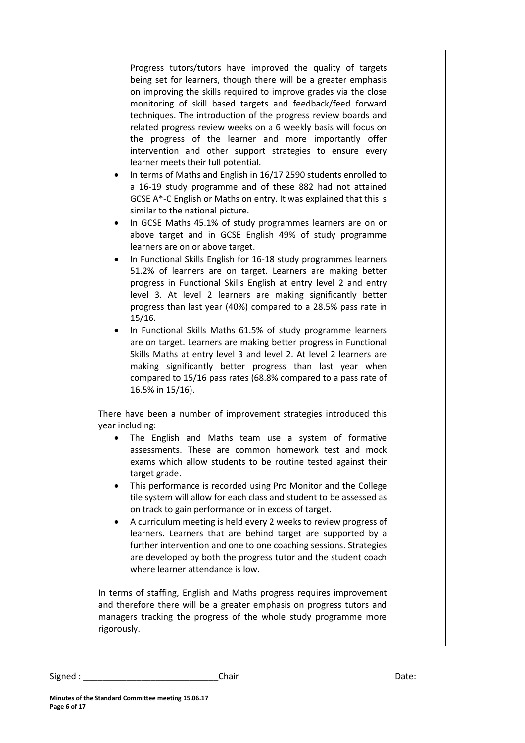Progress tutors/tutors have improved the quality of targets being set for learners, though there will be a greater emphasis on improving the skills required to improve grades via the close monitoring of skill based targets and feedback/feed forward techniques. The introduction of the progress review boards and related progress review weeks on a 6 weekly basis will focus on the progress of the learner and more importantly offer intervention and other support strategies to ensure every learner meets their full potential.

- In terms of Maths and English in 16/17 2590 students enrolled to a 16-19 study programme and of these 882 had not attained GCSE A*-C English or Maths on entry. It was explained that this is similar to the national picture.
- In GCSE Maths 45.1% of study programmes learners are on or above target and in GCSE English 49% of study programme learners are on or above target.
- In Functional Skills English for 16-18 study programmes learners 51.2% of learners are on target. Learners are making better progress in Functional Skills English at entry level 2 and entry level 3. At level 2 learners are making significantly better progress than last year (40%) compared to a 28.5% pass rate in 15/16.
- In Functional Skills Maths 61.5% of study programme learners are on target. Learners are making better progress in Functional Skills Maths at entry level 3 and level 2. At level 2 learners are making significantly better progress than last year when compared to 15/16 pass rates (68.8% compared to a pass rate of 16.5% in 15/16).

There have been a number of improvement strategies introduced this year including:

- The English and Maths team use a system of formative assessments. These are common homework test and mock exams which allow students to be routine tested against their target grade.
- This performance is recorded using Pro Monitor and the College tile system will allow for each class and student to be assessed as on track to gain performance or in excess of target.
- A curriculum meeting is held every 2 weeks to review progress of learners. Learners that are behind target are supported by a further intervention and one to one coaching sessions. Strategies are developed by both the progress tutor and the student coach where learner attendance is low.

In terms of staffing, English and Maths progress requires improvement and therefore there will be a greater emphasis on progress tutors and managers tracking the progress of the whole study programme more rigorously.

Signed : ____________________________Chair Date: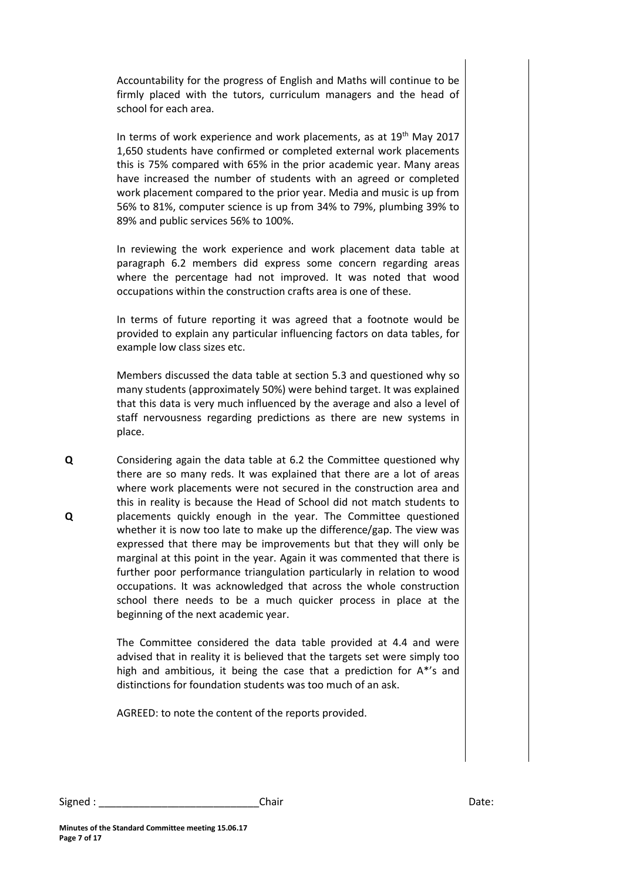Accountability for the progress of English and Maths will continue to be firmly placed with the tutors, curriculum managers and the head of school for each area.

In terms of work experience and work placements, as at 19th May 2017 1,650 students have confirmed or completed external work placements this is 75% compared with 65% in the prior academic year. Many areas have increased the number of students with an agreed or completed work placement compared to the prior year. Media and music is up from 56% to 81%, computer science is up from 34% to 79%, plumbing 39% to 89% and public services 56% to 100%.

In reviewing the work experience and work placement data table at paragraph 6.2 members did express some concern regarding areas where the percentage had not improved. It was noted that wood occupations within the construction crafts area is one of these.

In terms of future reporting it was agreed that a footnote would be provided to explain any particular influencing factors on data tables, for example low class sizes etc.

Members discussed the data table at section 5.3 and questioned why so many students (approximately 50%) were behind target. It was explained that this data is very much influenced by the average and also a level of staff nervousness regarding predictions as there are new systems in place.

**Q** Considering again the data table at 6.2 the Committee questioned why there are so many reds. It was explained that there are a lot of areas where work placements were not secured in the construction area and this in reality is because the Head of School did not match students to placements quickly enough in the year. **Q** The Committee questioned whether it is now too late to make up the difference/gap. The view was expressed that there may be improvements but that they will only be marginal at this point in the year. Again it was commented that there is further poor performance triangulation particularly in relation to wood occupations. It was acknowledged that across the whole construction school there needs to be a much quicker process in place at the beginning of the next academic year.

The Committee considered the data table provided at 4.4 and were advised that in reality it is believed that the targets set were simply too high and ambitious, it being the case that a prediction for A*'s and distinctions for foundation students was too much of an ask.

AGREED: to note the content of the reports provided.

Signed : ____________________________ Chair Date:

**Minutes of the Standard Committee meeting 15.06.17**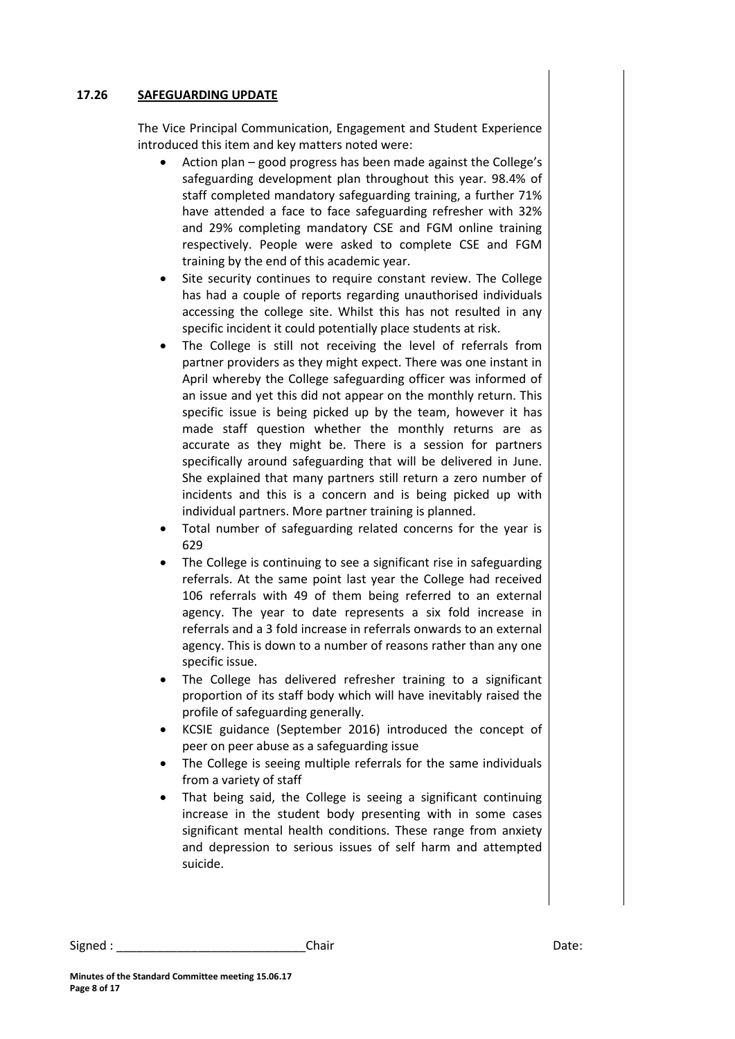## 17.26 SAFEGUARDING UPDATE

The Vice Principal Communication, Engagement and Student Experience introduced this item and key matters noted were:

- Action plan – good progress has been made against the College's safeguarding development plan throughout this year. 98.4% of staff completed mandatory safeguarding training, a further 71% have attended a face to face safeguarding refresher with 32% and 29% completing mandatory CSE and FGM online training respectively. People were asked to complete CSE and FGM training by the end of this academic year.
- Site security continues to require constant review. The College has had a couple of reports regarding unauthorised individuals accessing the college site. Whilst this has not resulted in any specific incident it could potentially place students at risk.
- The College is still not receiving the level of referrals from partner providers as they might expect. There was one instant in April whereby the College safeguarding officer was informed of an issue and yet this did not appear on the monthly return. This specific issue is being picked up by the team, however it has made staff question whether the monthly returns are as accurate as they might be. There is a session for partners specifically around safeguarding that will be delivered in June. She explained that many partners still return a zero number of incidents and this is a concern and is being picked up with individual partners. More partner training is planned.
- Total number of safeguarding related concerns for the year is 629
- The College is continuing to see a significant rise in safeguarding referrals. At the same point last year the College had received 106 referrals with 49 of them being referred to an external agency. The year to date represents a six fold increase in referrals and a 3 fold increase in referrals onwards to an external agency. This is down to a number of reasons rather than any one specific issue.
- The College has delivered refresher training to a significant proportion of its staff body which will have inevitably raised the profile of safeguarding generally.
- KCSIE guidance (September 2016) introduced the concept of peer on peer abuse as a safeguarding issue
- The College is seeing multiple referrals for the same individuals from a variety of staff
- That being said, the College is seeing a significant continuing increase in the student body presenting with in some cases significant mental health conditions. These range from anxiety and depression to serious issues of self harm and attempted suicide.

Signed : ____________________________Chair Date:

**Minutes of the Standard Committee meeting 15.06.17**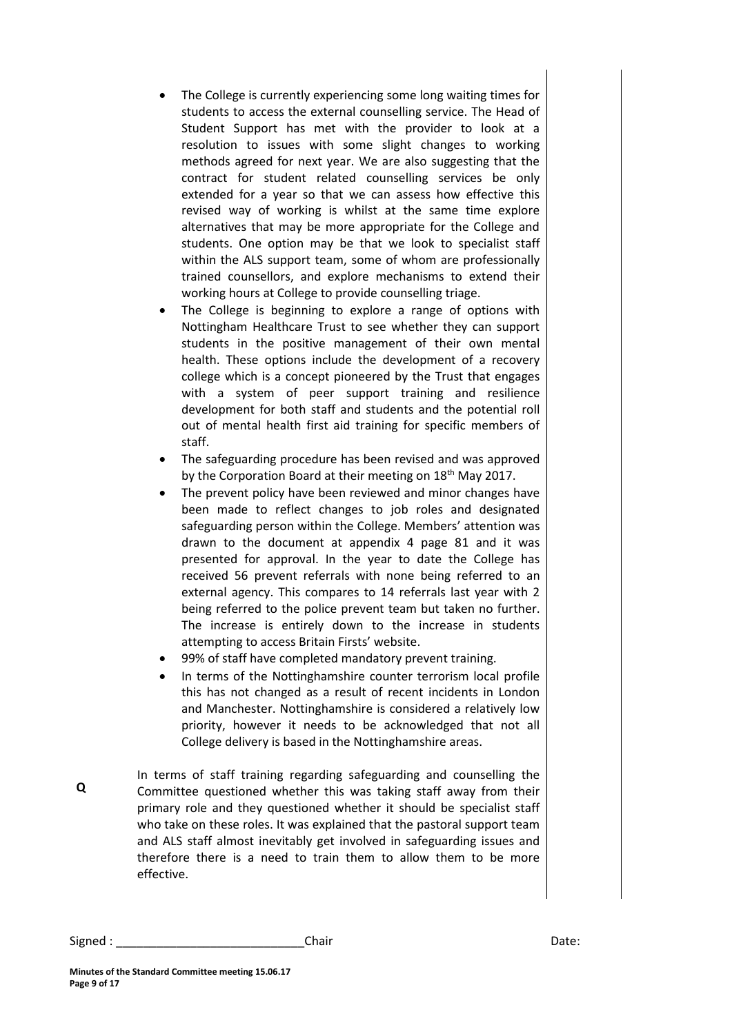- The College is currently experiencing some long waiting times for students to access the external counselling service. The Head of Student Support has met with the provider to look at a resolution to issues with some slight changes to working methods agreed for next year. We are also suggesting that the contract for student related counselling services be only extended for a year so that we can assess how effective this revised way of working is whilst at the same time explore alternatives that may be more appropriate for the College and students. One option may be that we look to specialist staff within the ALS support team, some of whom are professionally trained counsellors, and explore mechanisms to extend their working hours at College to provide counselling triage.
- The College is beginning to explore a range of options with Nottingham Healthcare Trust to see whether they can support students in the positive management of their own mental health. These options include the development of a recovery college which is a concept pioneered by the Trust that engages with a system of peer support training and resilience development for both staff and students and the potential roll out of mental health first aid training for specific members of staff.
- The safeguarding procedure has been revised and was approved by the Corporation Board at their meeting on 18th May 2017.
- The prevent policy have been reviewed and minor changes have been made to reflect changes to job roles and designated safeguarding person within the College. Members' attention was drawn to the document at appendix 4 page 81 and it was presented for approval. In the year to date the College has received 56 prevent referrals with none being referred to an external agency. This compares to 14 referrals last year with 2 being referred to the police prevent team but taken no further. The increase is entirely down to the increase in students attempting to access Britain Firsts' website.
- 99% of staff have completed mandatory prevent training.
- In terms of the Nottinghamshire counter terrorism local profile this has not changed as a result of recent incidents in London and Manchester. Nottinghamshire is considered a relatively low priority, however it needs to be acknowledged that not all College delivery is based in the Nottinghamshire areas.

**Q**

In terms of staff training regarding safeguarding and counselling the Committee questioned whether this was taking staff away from their primary role and they questioned whether it should be specialist staff who take on these roles. It was explained that the pastoral support team and ALS staff almost inevitably get involved in safeguarding issues and therefore there is a need to train them to allow them to be more effective.

Signed : ____________________________Chair Date:

**Minutes of the Standard Committee meeting 15.06.17**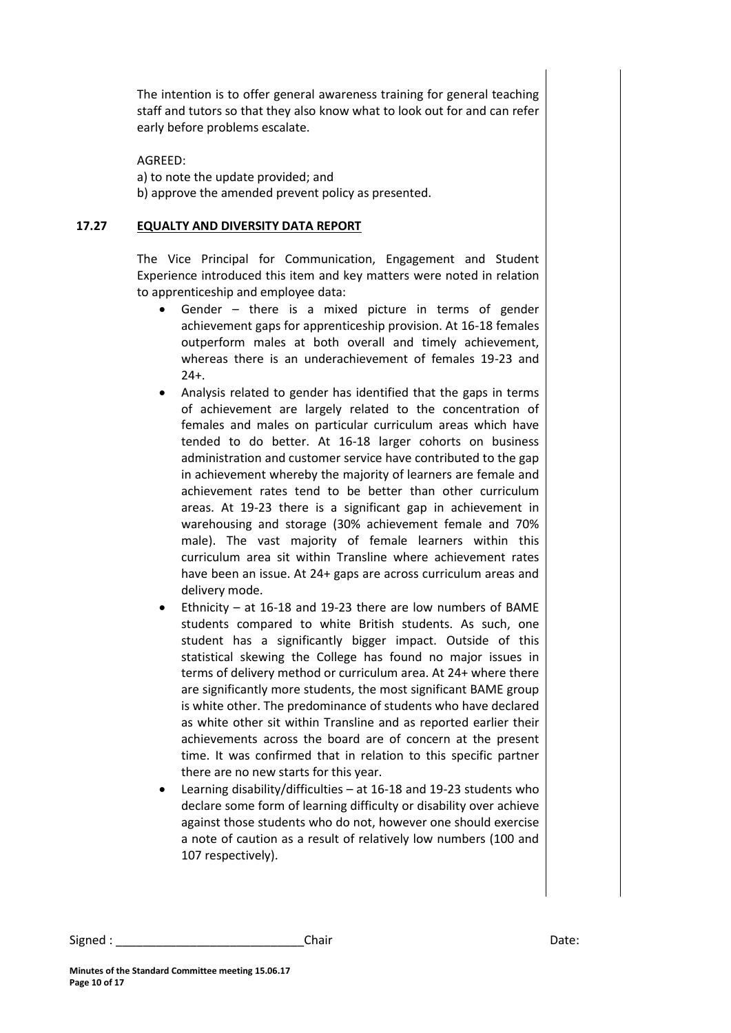The intention is to offer general awareness training for general teaching staff and tutors so that they also know what to look out for and can refer early before problems escalate.

AGREED:
a) to note the update provided; and
b) approve the amended prevent policy as presented.

## 17.27 EQUALTY AND DIVERSITY DATA REPORT

The Vice Principal for Communication, Engagement and Student Experience introduced this item and key matters were noted in relation to apprenticeship and employee data:

- Gender – there is a mixed picture in terms of gender achievement gaps for apprenticeship provision. At 16-18 females outperform males at both overall and timely achievement, whereas there is an underachievement of females 19-23 and 24+.
- Analysis related to gender has identified that the gaps in terms of achievement are largely related to the concentration of females and males on particular curriculum areas which have tended to do better. At 16-18 larger cohorts on business administration and customer service have contributed to the gap in achievement whereby the majority of learners are female and achievement rates tend to be better than other curriculum areas. At 19-23 there is a significant gap in achievement in warehousing and storage (30% achievement female and 70% male). The vast majority of female learners within this curriculum area sit within Transline where achievement rates have been an issue. At 24+ gaps are across curriculum areas and delivery mode.
- Ethnicity – at 16-18 and 19-23 there are low numbers of BAME students compared to white British students. As such, one student has a significantly bigger impact. Outside of this statistical skewing the College has found no major issues in terms of delivery method or curriculum area. At 24+ where there are significantly more students, the most significant BAME group is white other. The predominance of students who have declared as white other sit within Transline and as reported earlier their achievements across the board are of concern at the present time. It was confirmed that in relation to this specific partner there are no new starts for this year.
- Learning disability/difficulties – at 16-18 and 19-23 students who declare some form of learning difficulty or disability over achieve against those students who do not, however one should exercise a note of caution as a result of relatively low numbers (100 and 107 respectively).

Signed : ____________________________Chair Date: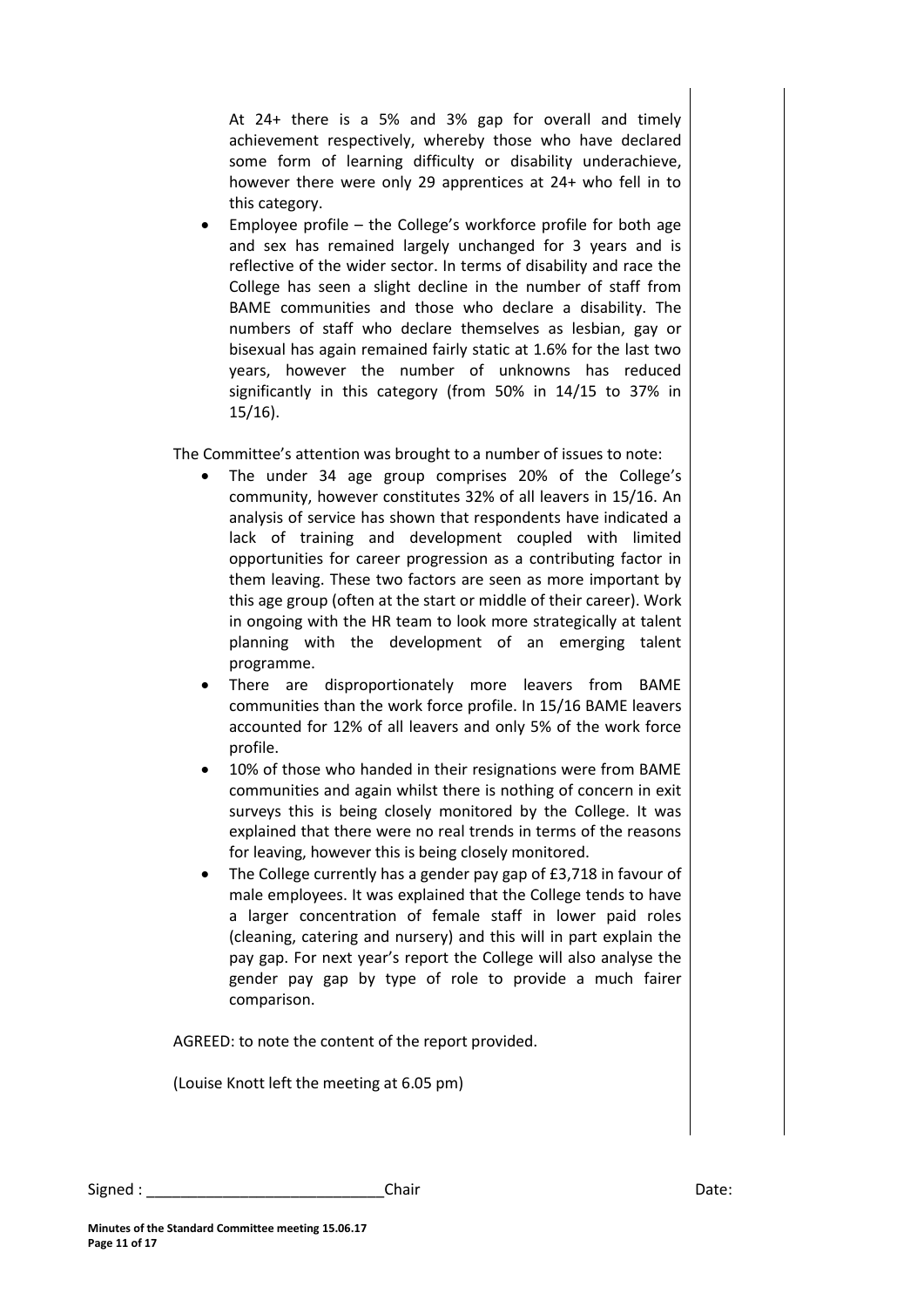At 24+ there is a 5% and 3% gap for overall and timely achievement respectively, whereby those who have declared some form of learning difficulty or disability underachieve, however there were only 29 apprentices at 24+ who fell in to this category.

- Employee profile – the College's workforce profile for both age and sex has remained largely unchanged for 3 years and is reflective of the wider sector. In terms of disability and race the College has seen a slight decline in the number of staff from BAME communities and those who declare a disability. The numbers of staff who declare themselves as lesbian, gay or bisexual has again remained fairly static at 1.6% for the last two years, however the number of unknowns has reduced significantly in this category (from 50% in 14/15 to 37% in 15/16).

The Committee's attention was brought to a number of issues to note:

- The under 34 age group comprises 20% of the College's community, however constitutes 32% of all leavers in 15/16. An analysis of service has shown that respondents have indicated a lack of training and development coupled with limited opportunities for career progression as a contributing factor in them leaving. These two factors are seen as more important by this age group (often at the start or middle of their career). Work in ongoing with the HR team to look more strategically at talent planning with the development of an emerging talent programme.
- There are disproportionately more leavers from BAME communities than the work force profile. In 15/16 BAME leavers accounted for 12% of all leavers and only 5% of the work force profile.
- 10% of those who handed in their resignations were from BAME communities and again whilst there is nothing of concern in exit surveys this is being closely monitored by the College. It was explained that there were no real trends in terms of the reasons for leaving, however this is being closely monitored.
- The College currently has a gender pay gap of £3,718 in favour of male employees. It was explained that the College tends to have a larger concentration of female staff in lower paid roles (cleaning, catering and nursery) and this will in part explain the pay gap. For next year's report the College will also analyse the gender pay gap by type of role to provide a much fairer comparison.

AGREED: to note the content of the report provided.

(Louise Knott left the meeting at 6.05 pm)

Signed : ____________________________Chair Date:

**Minutes of the Standard Committee meeting 15.06.17**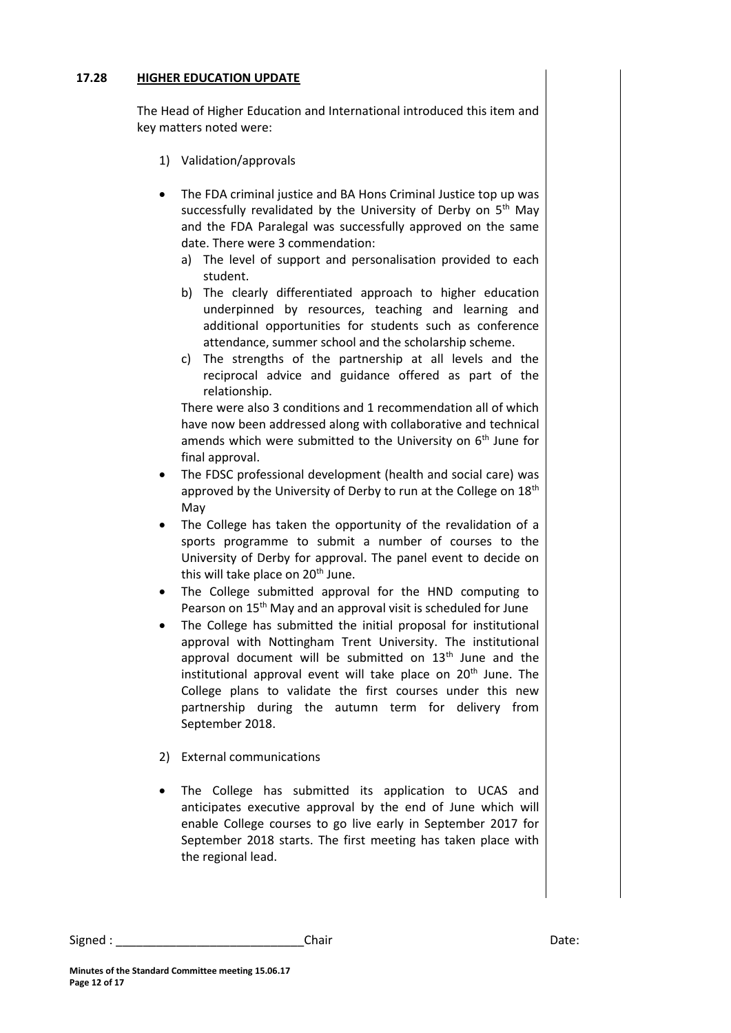## 17.28 HIGHER EDUCATION UPDATE

The Head of Higher Education and International introduced this item and key matters noted were:

1) Validation/approvals

- The FDA criminal justice and BA Hons Criminal Justice top up was successfully revalidated by the University of Derby on 5th May and the FDA Paralegal was successfully approved on the same date. There were 3 commendation:
  a) The level of support and personalisation provided to each student.
  b) The clearly differentiated approach to higher education underpinned by resources, teaching and learning and additional opportunities for students such as conference attendance, summer school and the scholarship scheme.
  c) The strengths of the partnership at all levels and the reciprocal advice and guidance offered as part of the relationship.

  There were also 3 conditions and 1 recommendation all of which have now been addressed along with collaborative and technical amends which were submitted to the University on 6th June for final approval.
- The FDSC professional development (health and social care) was approved by the University of Derby to run at the College on 18th May
- The College has taken the opportunity of the revalidation of a sports programme to submit a number of courses to the University of Derby for approval. The panel event to decide on this will take place on 20th June.
- The College submitted approval for the HND computing to Pearson on 15th May and an approval visit is scheduled for June
- The College has submitted the initial proposal for institutional approval with Nottingham Trent University. The institutional approval document will be submitted on 13th June and the institutional approval event will take place on 20th June. The College plans to validate the first courses under this new partnership during the autumn term for delivery from September 2018.

2) External communications

- The College has submitted its application to UCAS and anticipates executive approval by the end of June which will enable College courses to go live early in September 2017 for September 2018 starts. The first meeting has taken place with the regional lead.

Signed : ____________________________Chair Date: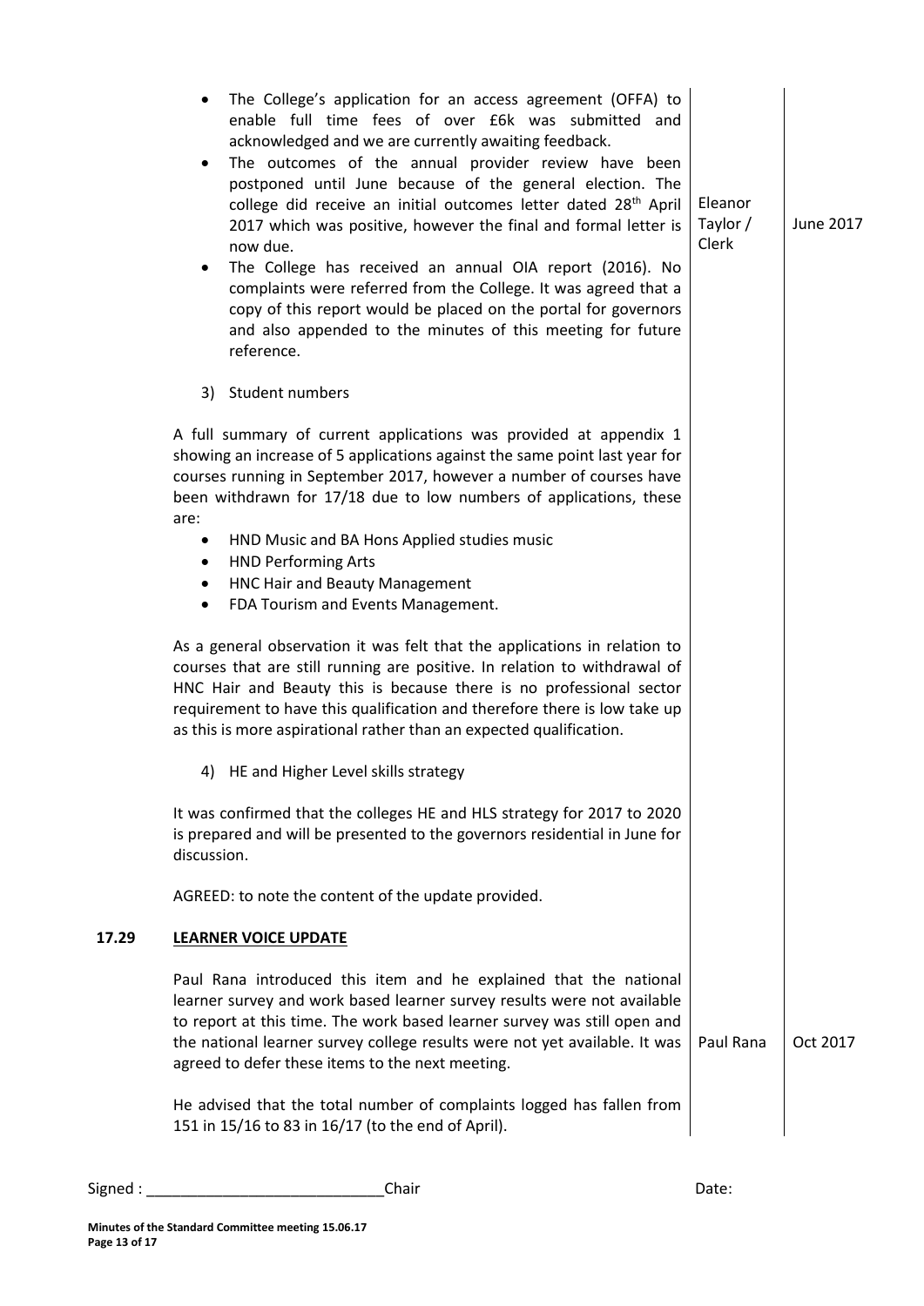| | | Action | Date |
|---|---|---|---|
| | • The College's application for an access agreement (OFFA) to enable full time fees of over £6k was submitted and acknowledged and we are currently awaiting feedback.<br>• The outcomes of the annual provider review have been postponed until June because of the general election. The college did receive an initial outcomes letter dated 28th April 2017 which was positive, however the final and formal letter is now due.<br>• The College has received an annual OIA report (2016). No complaints were referred from the College. It was agreed that a copy of this report would be placed on the portal for governors and also appended to the minutes of this meeting for future reference. | Eleanor Taylor / Clerk | June 2017 |
| | 3) Student numbers<br><br>A full summary of current applications was provided at appendix 1 showing an increase of 5 applications against the same point last year for courses running in September 2017, however a number of courses have been withdrawn for 17/18 due to low numbers of applications, these are:<br>• HND Music and BA Hons Applied studies music<br>• HND Performing Arts<br>• HNC Hair and Beauty Management<br>• FDA Tourism and Events Management.<br><br>As a general observation it was felt that the applications in relation to courses that are still running are positive. In relation to withdrawal of HNC Hair and Beauty this is because there is no professional sector requirement to have this qualification and therefore there is low take up as this is more aspirational rather than an expected qualification.<br><br>4) HE and Higher Level skills strategy<br><br>It was confirmed that the colleges HE and HLS strategy for 2017 to 2020 is prepared and will be presented to the governors residential in June for discussion.<br><br>AGREED: to note the content of the update provided. | | |
| **17.29** | **LEARNER VOICE UPDATE**<br><br>Paul Rana introduced this item and he explained that the national learner survey and work based learner survey results were not available to report at this time. The work based learner survey was still open and the national learner survey college results were not yet available. It was agreed to defer these items to the next meeting.<br><br>He advised that the total number of complaints logged has fallen from 151 in 15/16 to 83 in 16/17 (to the end of April). | Paul Rana | Oct 2017 |

Signed : ____________________________Chair Date:

**Minutes of the Standard Committee meeting 15.06.17**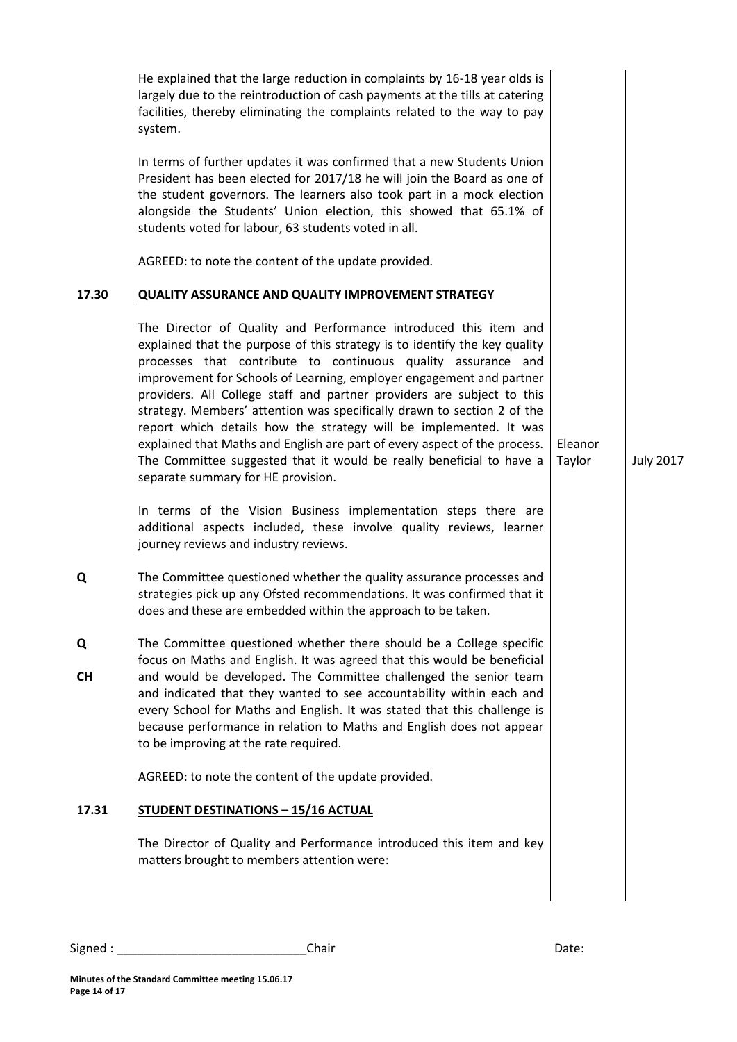He explained that the large reduction in complaints by 16-18 year olds is largely due to the reintroduction of cash payments at the tills at catering facilities, thereby eliminating the complaints related to the way to pay system.

In terms of further updates it was confirmed that a new Students Union President has been elected for 2017/18 he will join the Board as one of the student governors. The learners also took part in a mock election alongside the Students' Union election, this showed that 65.1% of students voted for labour, 63 students voted in all.

AGREED: to note the content of the update provided.

**17.30 QUALITY ASSURANCE AND QUALITY IMPROVEMENT STRATEGY**

The Director of Quality and Performance introduced this item and explained that the purpose of this strategy is to identify the key quality processes that contribute to continuous quality assurance and improvement for Schools of Learning, employer engagement and partner providers. All College staff and partner providers are subject to this strategy. Members' attention was specifically drawn to section 2 of the report which details how the strategy will be implemented. It was explained that Maths and English are part of every aspect of the process. The Committee suggested that it would be really beneficial to have a separate summary for HE provision. *(Action: Eleanor Taylor — July 2017)*

In terms of the Vision Business implementation steps there are additional aspects included, these involve quality reviews, learner journey reviews and industry reviews.

**Q** The Committee questioned whether the quality assurance processes and strategies pick up any Ofsted recommendations. It was confirmed that it does and these are embedded within the approach to be taken.

**Q** The Committee questioned whether there should be a College specific focus on Maths and English. It was agreed that this would be beneficial and would be developed. **CH** The Committee challenged the senior team and indicated that they wanted to see accountability within each and every School for Maths and English. It was stated that this challenge is because performance in relation to Maths and English does not appear to be improving at the rate required.

AGREED: to note the content of the update provided.

**17.31 STUDENT DESTINATIONS – 15/16 ACTUAL**

The Director of Quality and Performance introduced this item and key matters brought to members attention were:

Signed : ____________________________Chair Date: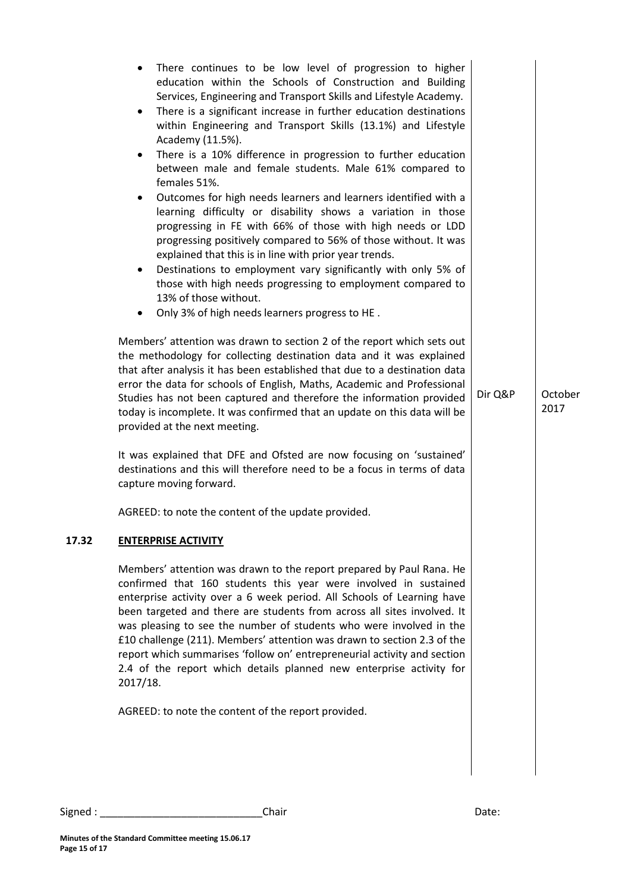- There continues to be low level of progression to higher education within the Schools of Construction and Building Services, Engineering and Transport Skills and Lifestyle Academy.
- There is a significant increase in further education destinations within Engineering and Transport Skills (13.1%) and Lifestyle Academy (11.5%).
- There is a 10% difference in progression to further education between male and female students. Male 61% compared to females 51%.
- Outcomes for high needs learners and learners identified with a learning difficulty or disability shows a variation in those progressing in FE with 66% of those with high needs or LDD progressing positively compared to 56% of those without. It was explained that this is in line with prior year trends.
- Destinations to employment vary significantly with only 5% of those with high needs progressing to employment compared to 13% of those without.
- Only 3% of high needs learners progress to HE .

Members' attention was drawn to section 2 of the report which sets out the methodology for collecting destination data and it was explained that after analysis it has been established that due to a destination data error the data for schools of English, Maths, Academic and Professional Studies has not been captured and therefore the information provided today is incomplete. It was confirmed that an update on this data will be provided at the next meeting. — Dir Q&P — October 2017

It was explained that DFE and Ofsted are now focusing on 'sustained' destinations and this will therefore need to be a focus in terms of data capture moving forward.

AGREED: to note the content of the update provided.

## 17.32 ENTERPRISE ACTIVITY

Members' attention was drawn to the report prepared by Paul Rana. He confirmed that 160 students this year were involved in sustained enterprise activity over a 6 week period. All Schools of Learning have been targeted and there are students from across all sites involved. It was pleasing to see the number of students who were involved in the £10 challenge (211). Members' attention was drawn to section 2.3 of the report which summarises 'follow on' entrepreneurial activity and section 2.4 of the report which details planned new enterprise activity for 2017/18.

AGREED: to note the content of the report provided.

Signed : ____________________________Chair Date:

**Minutes of the Standard Committee meeting 15.06.17**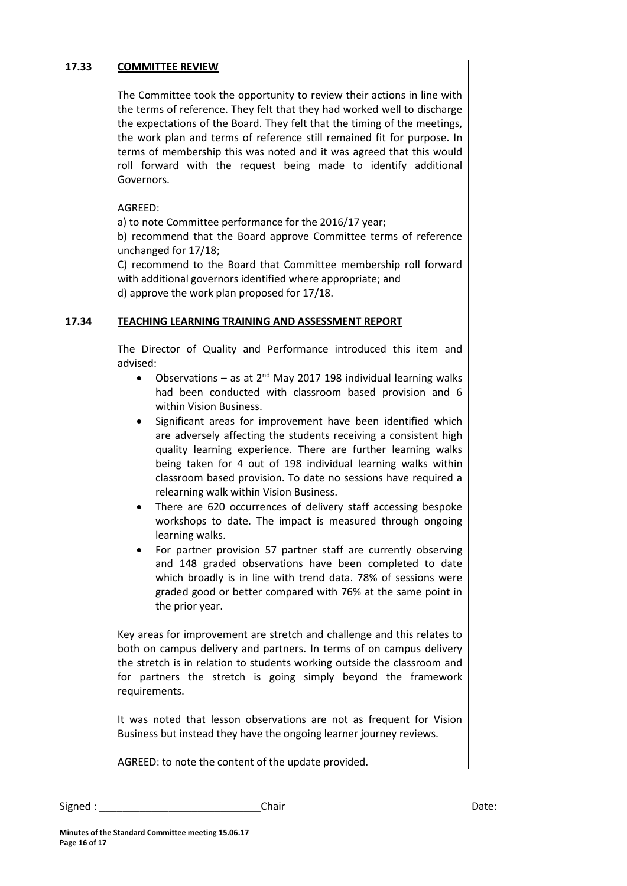## 17.33 COMMITTEE REVIEW

The Committee took the opportunity to review their actions in line with the terms of reference. They felt that they had worked well to discharge the expectations of the Board. They felt that the timing of the meetings, the work plan and terms of reference still remained fit for purpose. In terms of membership this was noted and it was agreed that this would roll forward with the request being made to identify additional Governors.

AGREED:

a) to note Committee performance for the 2016/17 year;
b) recommend that the Board approve Committee terms of reference unchanged for 17/18;
C) recommend to the Board that Committee membership roll forward with additional governors identified where appropriate; and
d) approve the work plan proposed for 17/18.

## 17.34 TEACHING LEARNING TRAINING AND ASSESSMENT REPORT

The Director of Quality and Performance introduced this item and advised:

- Observations – as at 2nd May 2017 198 individual learning walks had been conducted with classroom based provision and 6 within Vision Business.
- Significant areas for improvement have been identified which are adversely affecting the students receiving a consistent high quality learning experience. There are further learning walks being taken for 4 out of 198 individual learning walks within classroom based provision. To date no sessions have required a relearning walk within Vision Business.
- There are 620 occurrences of delivery staff accessing bespoke workshops to date. The impact is measured through ongoing learning walks.
- For partner provision 57 partner staff are currently observing and 148 graded observations have been completed to date which broadly is in line with trend data. 78% of sessions were graded good or better compared with 76% at the same point in the prior year.

Key areas for improvement are stretch and challenge and this relates to both on campus delivery and partners. In terms of on campus delivery the stretch is in relation to students working outside the classroom and for partners the stretch is going simply beyond the framework requirements.

It was noted that lesson observations are not as frequent for Vision Business but instead they have the ongoing learner journey reviews.

AGREED: to note the content of the update provided.

Signed : ____________________________Chair Date:

**Minutes of the Standard Committee meeting 15.06.17**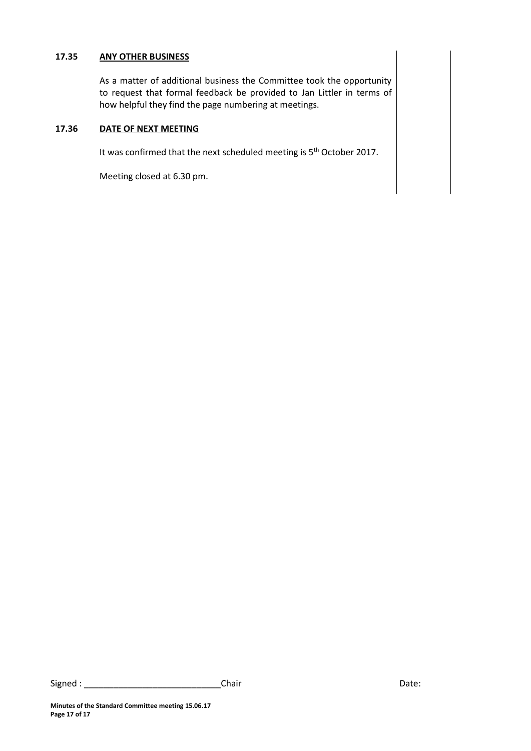**17.35 ANY OTHER BUSINESS**

As a matter of additional business the Committee took the opportunity to request that formal feedback be provided to Jan Littler in terms of how helpful they find the page numbering at meetings.

**17.36 DATE OF NEXT MEETING**

It was confirmed that the next scheduled meeting is 5th October 2017.

Meeting closed at 6.30 pm.

Signed : ____________________________Chair Date:

**Minutes of the Standard Committee meeting 15.06.17**